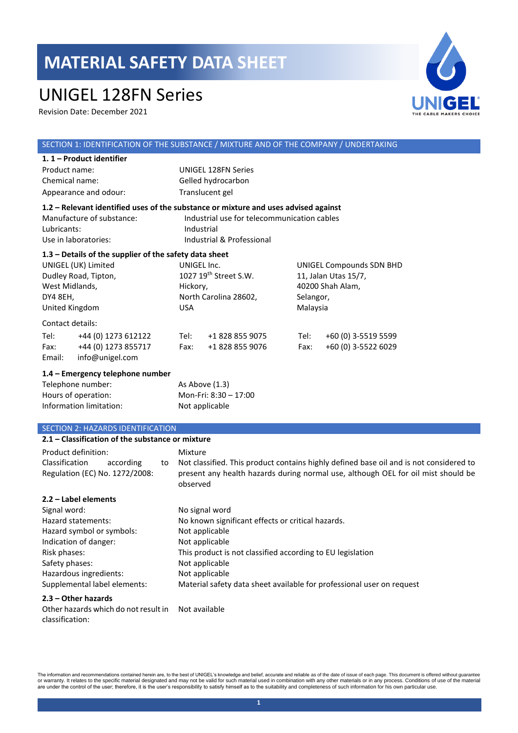# MATERIAL SAFETY DATA SHEET

# UNIGEL 128FN Series

Revision Date: December 2021

## SECTION 1: IDENTIFICATION OF THE SUBSTANCE / MIXTURE AND OF THE COMPANY / UNDERTAKING

### 1. 1 – Product identifier

| | |
|---|---|
| Product name: | UNIGEL 128FN Series |
| Chemical name: | Gelled hydrocarbon |
| Appearance and odour: | Translucent gel |

### 1.2 – Relevant identified uses of the substance or mixture and uses advised against

| | |
|---|---|
| Manufacture of substance: | Industrial use for telecommunication cables |
| Lubricants: | Industrial |
| Use in laboratories: | Industrial & Professional |

### 1.3 – Details of the supplier of the safety data sheet

| UNIGEL (UK) Limited | UNIGEL Inc. | UNIGEL Compounds SDN BHD |
|---|---|---|
| Dudley Road, Tipton, | 1027 19th Street S.W. | 11, Jalan Utas 15/7, |
| West Midlands, | Hickory, | 40200 Shah Alam, |
| DY4 8EH, | North Carolina 28602, | Selangor, |
| United Kingdom | USA | Malaysia |

Contact details:

| | | | | | |
|---|---|---|---|---|---|
| Tel: | +44 (0) 1273 612122 | Tel: | +1 828 855 9075 | Tel: | +60 (0) 3-5519 5599 |
| Fax: | +44 (0) 1273 855717 | Fax: | +1 828 855 9076 | Fax: | +60 (0) 3-5522 6029 |
| Email: | info@unigel.com | | | | |

### 1.4 – Emergency telephone number

| | |
|---|---|
| Telephone number: | As Above (1.3) |
| Hours of operation: | Mon-Fri: 8:30 – 17:00 |
| Information limitation: | Not applicable |

## SECTION 2: HAZARDS IDENTIFICATION

### 2.1 – Classification of the substance or mixture

| | |
|---|---|
| Product definition: | Mixture |
| Classification according to Regulation (EC) No. 1272/2008: | Not classified. This product contains highly defined base oil and is not considered to present any health hazards during normal use, although OEL for oil mist should be observed |

### 2.2 – Label elements

| | |
|---|---|
| Signal word: | No signal word |
| Hazard statements: | No known significant effects or critical hazards. |
| Hazard symbol or symbols: | Not applicable |
| Indication of danger: | Not applicable |
| Risk phases: | This product is not classified according to EU legislation |
| Safety phases: | Not applicable |
| Hazardous ingredients: | Not applicable |
| Supplemental label elements: | Material safety data sheet available for professional user on request |

### 2.3 – Other hazards

| | |
|---|---|
| Other hazards which do not result in classification: | Not available |

The information and recommendations contained herein are, to the best of UNIGEL's knowledge and belief, accurate and reliable as of the date of issue of each page. This document is offered without guarantee or warranty. It relates to the specific material designated and may not be valid for such material used in combination with any other materials or in any process. Conditions of use of the material are under the control of the user; therefore, it is the user's responsibility to satisfy himself as to the suitability and completeness of such information for his own particular use.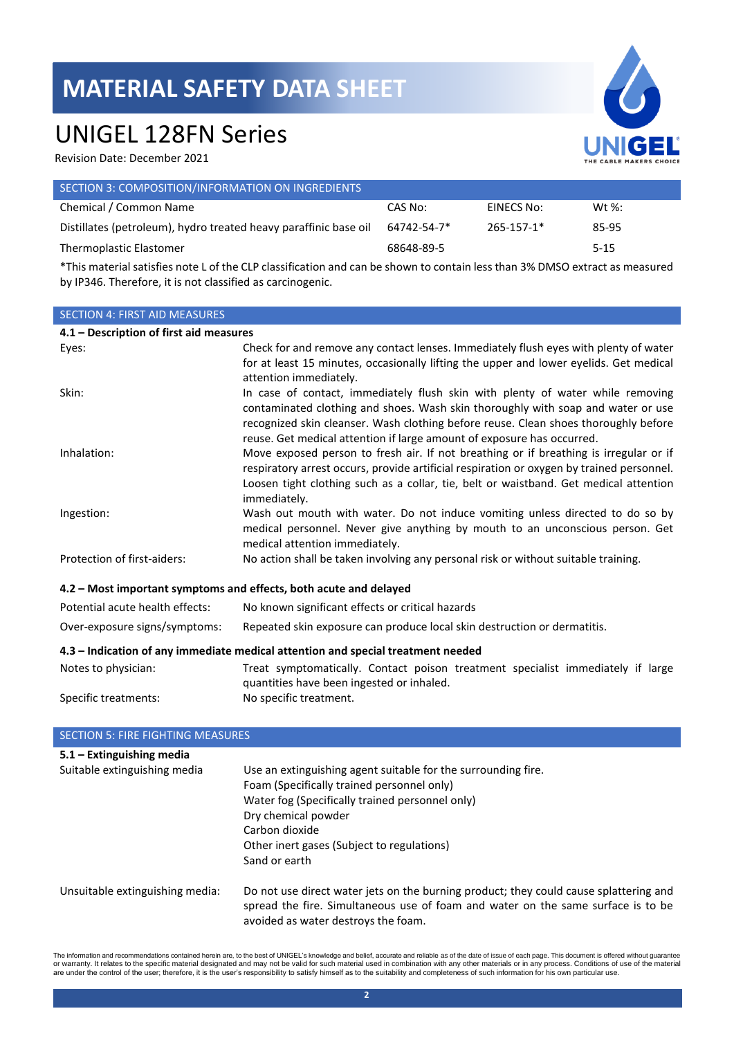# MATERIAL SAFETY DATA SHEET

# UNIGEL 128FN Series

Revision Date: December 2021

## SECTION 3: COMPOSITION/INFORMATION ON INGREDIENTS

| Chemical / Common Name | CAS No: | EINECS No: | Wt %: |
|---|---|---|---|
| Distillates (petroleum), hydro treated heavy paraffinic base oil | 64742-54-7* | 265-157-1* | 85-95 |
| Thermoplastic Elastomer | 68648-89-5 | | 5-15 |

*This material satisfies note L of the CLP classification and can be shown to contain less than 3% DMSO extract as measured by IP346. Therefore, it is not classified as carcinogenic.

## SECTION 4: FIRST AID MEASURES

**4.1 – Description of first aid measures**

| | |
|---|---|
| Eyes: | Check for and remove any contact lenses. Immediately flush eyes with plenty of water for at least 15 minutes, occasionally lifting the upper and lower eyelids. Get medical attention immediately. |
| Skin: | In case of contact, immediately flush skin with plenty of water while removing contaminated clothing and shoes. Wash skin thoroughly with soap and water or use recognized skin cleanser. Wash clothing before reuse. Clean shoes thoroughly before reuse. Get medical attention if large amount of exposure has occurred. |
| Inhalation: | Move exposed person to fresh air. If not breathing or if breathing is irregular or if respiratory arrest occurs, provide artificial respiration or oxygen by trained personnel. Loosen tight clothing such as a collar, tie, belt or waistband. Get medical attention immediately. |
| Ingestion: | Wash out mouth with water. Do not induce vomiting unless directed to do so by medical personnel. Never give anything by mouth to an unconscious person. Get medical attention immediately. |
| Protection of first-aiders: | No action shall be taken involving any personal risk or without suitable training. |

**4.2 – Most important symptoms and effects, both acute and delayed**

| | |
|---|---|
| Potential acute health effects: | No known significant effects or critical hazards |
| Over-exposure signs/symptoms: | Repeated skin exposure can produce local skin destruction or dermatitis. |

**4.3 – Indication of any immediate medical attention and special treatment needed**

| | |
|---|---|
| Notes to physician: | Treat symptomatically. Contact poison treatment specialist immediately if large quantities have been ingested or inhaled. |
| Specific treatments: | No specific treatment. |

## SECTION 5: FIRE FIGHTING MEASURES

**5.1 – Extinguishing media**

Suitable extinguishing media:

- Use an extinguishing agent suitable for the surrounding fire.
- Foam (Specifically trained personnel only)
- Water fog (Specifically trained personnel only)
- Dry chemical powder
- Carbon dioxide
- Other inert gases (Subject to regulations)
- Sand or earth

Unsuitable extinguishing media: Do not use direct water jets on the burning product; they could cause splattering and spread the fire. Simultaneous use of foam and water on the same surface is to be avoided as water destroys the foam.

The information and recommendations contained herein are, to the best of UNIGEL's knowledge and belief, accurate and reliable as of the date of issue of each page. This document is offered without guarantee or warranty. It relates to the specific material designated and may not be valid for such material used in combination with any other materials or in any process. Conditions of use of the material are under the control of the user; therefore, it is the user's responsibility to satisfy himself as to the suitability and completeness of such information for his own particular use.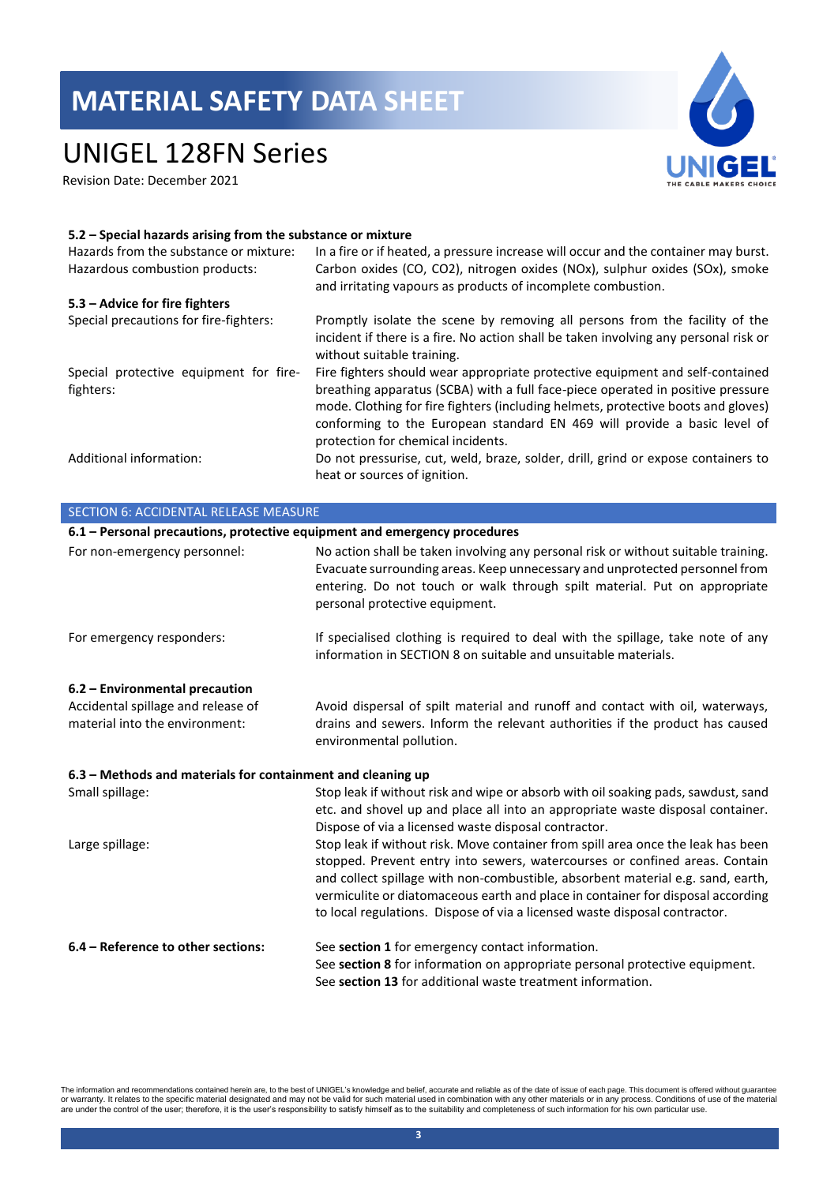### 5.2 – Special hazards arising from the substance or mixture

| | |
|---|---|
| Hazards from the substance or mixture: | In a fire or if heated, a pressure increase will occur and the container may burst. |
| Hazardous combustion products: | Carbon oxides (CO, $CO_2$), nitrogen oxides ($NO_x$), sulphur oxides ($SO_x$), smoke and irritating vapours as products of incomplete combustion. |

### 5.3 – Advice for fire fighters

| | |
|---|---|
| Special precautions for fire-fighters: | Promptly isolate the scene by removing all persons from the facility of the incident if there is a fire. No action shall be taken involving any personal risk or without suitable training. |
| Special protective equipment for fire-fighters: | Fire fighters should wear appropriate protective equipment and self-contained breathing apparatus (SCBA) with a full face-piece operated in positive pressure mode. Clothing for fire fighters (including helmets, protective boots and gloves) conforming to the European standard EN 469 will provide a basic level of protection for chemical incidents. |
| Additional information: | Do not pressurise, cut, weld, braze, solder, drill, grind or expose containers to heat or sources of ignition. |

## SECTION 6: ACCIDENTAL RELEASE MEASURE

### 6.1 – Personal precautions, protective equipment and emergency procedures

| | |
|---|---|
| For non-emergency personnel: | No action shall be taken involving any personal risk or without suitable training. Evacuate surrounding areas. Keep unnecessary and unprotected personnel from entering. Do not touch or walk through spilt material. Put on appropriate personal protective equipment. |
| For emergency responders: | If specialised clothing is required to deal with the spillage, take note of any information in SECTION 8 on suitable and unsuitable materials. |

### 6.2 – Environmental precaution

| | |
|---|---|
| Accidental spillage and release of material into the environment: | Avoid dispersal of spilt material and runoff and contact with oil, waterways, drains and sewers. Inform the relevant authorities if the product has caused environmental pollution. |

### 6.3 – Methods and materials for containment and cleaning up

| | |
|---|---|
| Small spillage: | Stop leak if without risk and wipe or absorb with oil soaking pads, sawdust, sand etc. and shovel up and place all into an appropriate waste disposal container. Dispose of via a licensed waste disposal contractor. |
| Large spillage: | Stop leak if without risk. Move container from spill area once the leak has been stopped. Prevent entry into sewers, watercourses or confined areas. Contain and collect spillage with non-combustible, absorbent material e.g. sand, earth, vermiculite or diatomaceous earth and place in container for disposal according to local regulations. Dispose of via a licensed waste disposal contractor. |

### 6.4 – Reference to other sections:

See **section 1** for emergency contact information.
See **section 8** for information on appropriate personal protective equipment.
See **section 13** for additional waste treatment information.

The information and recommendations contained herein are, to the best of UNIGEL's knowledge and belief, accurate and reliable as of the date of issue of each page. This document is offered without guarantee or warranty. It relates to the specific material designated and may not be valid for such material used in combination with any other materials or in any process. Conditions of use of the material are under the control of the user; therefore, it is the user's responsibility to satisfy himself as to the suitability and completeness of such information for his own particular use.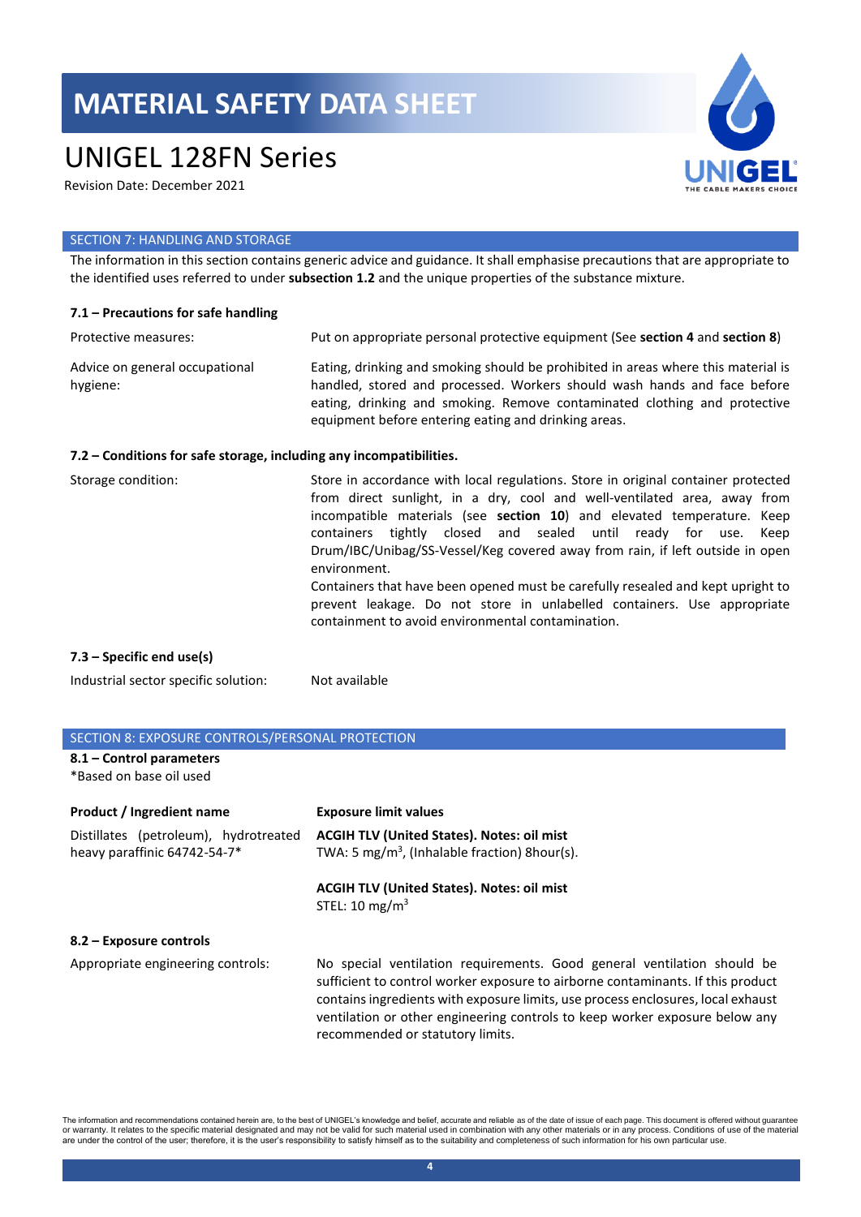# MATERIAL SAFETY DATA SHEET

# UNIGEL 128FN Series

Revision Date: December 2021

## SECTION 7: HANDLING AND STORAGE

The information in this section contains generic advice and guidance. It shall emphasise precautions that are appropriate to the identified uses referred to under **subsection 1.2** and the unique properties of the substance mixture.

### 7.1 – Precautions for safe handling

| | |
|---|---|
| Protective measures: | Put on appropriate personal protective equipment (See **section 4** and **section 8**) |
| Advice on general occupational hygiene: | Eating, drinking and smoking should be prohibited in areas where this material is handled, stored and processed. Workers should wash hands and face before eating, drinking and smoking. Remove contaminated clothing and protective equipment before entering eating and drinking areas. |

### 7.2 – Conditions for safe storage, including any incompatibilities.

| | |
|---|---|
| Storage condition: | Store in accordance with local regulations. Store in original container protected from direct sunlight, in a dry, cool and well-ventilated area, away from incompatible materials (see **section 10**) and elevated temperature. Keep containers tightly closed and sealed until ready for use. Keep Drum/IBC/Unibag/SS-Vessel/Keg covered away from rain, if left outside in open environment. Containers that have been opened must be carefully resealed and kept upright to prevent leakage. Do not store in unlabelled containers. Use appropriate containment to avoid environmental contamination. |

### 7.3 – Specific end use(s)

| | |
|---|---|
| Industrial sector specific solution: | Not available |

## SECTION 8: EXPOSURE CONTROLS/PERSONAL PROTECTION

### 8.1 – Control parameters

*Based on base oil used

| Product / Ingredient name | Exposure limit values |
|---|---|
| Distillates (petroleum), hydrotreated heavy paraffinic 64742-54-7* | **ACGIH TLV (United States). Notes: oil mist** TWA: 5 $mg/m^3$, (Inhalable fraction) 8hour(s). |
| | **ACGIH TLV (United States). Notes: oil mist** STEL: 10 $mg/m^3$ |

### 8.2 – Exposure controls

| | |
|---|---|
| Appropriate engineering controls: | No special ventilation requirements. Good general ventilation should be sufficient to control worker exposure to airborne contaminants. If this product contains ingredients with exposure limits, use process enclosures, local exhaust ventilation or other engineering controls to keep worker exposure below any recommended or statutory limits. |

The information and recommendations contained herein are, to the best of UNIGEL's knowledge and belief, accurate and reliable as of the date of issue of each page. This document is offered without guarantee or warranty. It relates to the specific material designated and may not be valid for such material used in combination with any other materials or in any process. Conditions of use of the material are under the control of the user; therefore, it is the user's responsibility to satisfy himself as to the suitability and completeness of such information for his own particular use.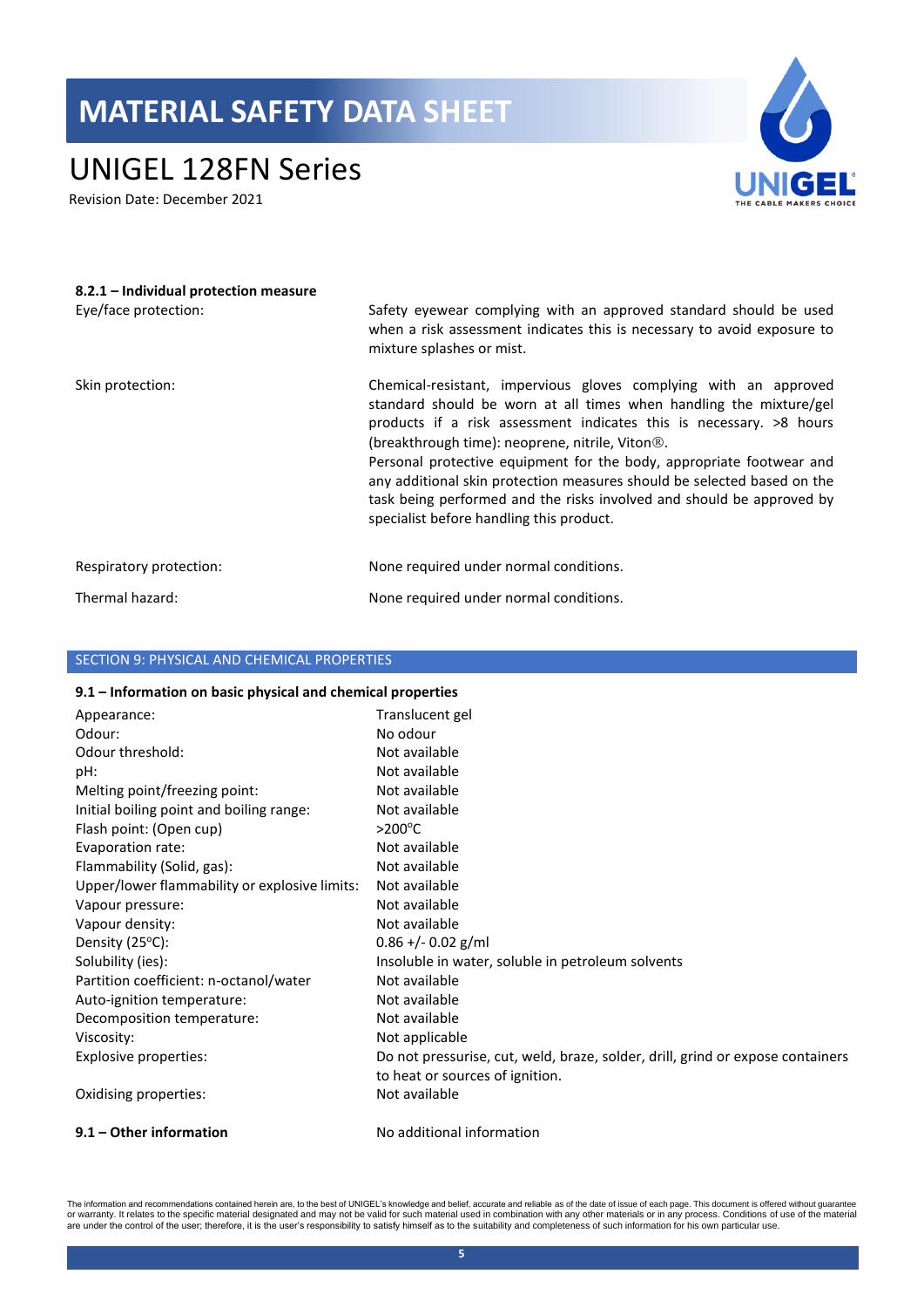**8.2.1 – Individual protection measure**

| | |
|---|---|
| Eye/face protection: | Safety eyewear complying with an approved standard should be used when a risk assessment indicates this is necessary to avoid exposure to mixture splashes or mist. |
| Skin protection: | Chemical-resistant, impervious gloves complying with an approved standard should be worn at all times when handling the mixture/gel products if a risk assessment indicates this is necessary. >8 hours (breakthrough time): neoprene, nitrile, Viton®.<br>Personal protective equipment for the body, appropriate footwear and any additional skin protection measures should be selected based on the task being performed and the risks involved and should be approved by specialist before handling this product. |
| Respiratory protection: | None required under normal conditions. |
| Thermal hazard: | None required under normal conditions. |

## SECTION 9: PHYSICAL AND CHEMICAL PROPERTIES

**9.1 – Information on basic physical and chemical properties**

| | |
|---|---|
| Appearance: | Translucent gel |
| Odour: | No odour |
| Odour threshold: | Not available |
| pH: | Not available |
| Melting point/freezing point: | Not available |
| Initial boiling point and boiling range: | Not available |
| Flash point: (Open cup) | >200°C |
| Evaporation rate: | Not available |
| Flammability (Solid, gas): | Not available |
| Upper/lower flammability or explosive limits: | Not available |
| Vapour pressure: | Not available |
| Vapour density: | Not available |
| Density (25°C): | 0.86 +/- 0.02 g/ml |
| Solubility (ies): | Insoluble in water, soluble in petroleum solvents |
| Partition coefficient: n-octanol/water | Not available |
| Auto-ignition temperature: | Not available |
| Decomposition temperature: | Not available |
| Viscosity: | Not applicable |
| Explosive properties: | Do not pressurise, cut, weld, braze, solder, drill, grind or expose containers to heat or sources of ignition. |
| Oxidising properties: | Not available |

**9.1 – Other information** No additional information

The information and recommendations contained herein are, to the best of UNIGEL's knowledge and belief, accurate and reliable as of the date of issue of each page. This document is offered without guarantee or warranty. It relates to the specific material designated and may not be valid for such material used in combination with any other materials or in any process. Conditions of use of the material are under the control of the user; therefore, it is the user's responsibility to satisfy himself as to the suitability and completeness of such information for his own particular use.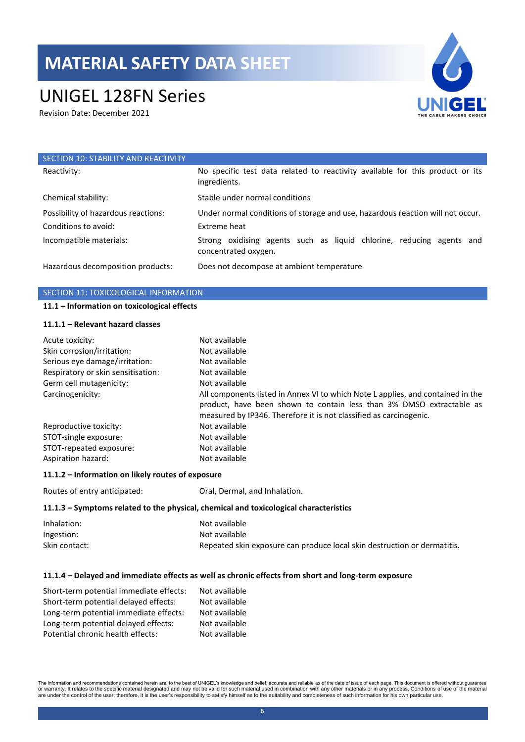## SECTION 10: STABILITY AND REACTIVITY

| | |
|---|---|
| Reactivity: | No specific test data related to reactivity available for this product or its ingredients. |
| Chemical stability: | Stable under normal conditions |
| Possibility of hazardous reactions: | Under normal conditions of storage and use, hazardous reaction will not occur. |
| Conditions to avoid: | Extreme heat |
| Incompatible materials: | Strong oxidising agents such as liquid chlorine, reducing agents and concentrated oxygen. |
| Hazardous decomposition products: | Does not decompose at ambient temperature |

## SECTION 11: TOXICOLOGICAL INFORMATION

### 11.1 – Information on toxicological effects

#### 11.1.1 – Relevant hazard classes

| | |
|---|---|
| Acute toxicity: | Not available |
| Skin corrosion/irritation: | Not available |
| Serious eye damage/irritation: | Not available |
| Respiratory or skin sensitisation: | Not available |
| Germ cell mutagenicity: | Not available |
| Carcinogenicity: | All components listed in Annex VI to which Note L applies, and contained in the product, have been shown to contain less than 3% DMSO extractable as measured by IP346. Therefore it is not classified as carcinogenic. |
| Reproductive toxicity: | Not available |
| STOT-single exposure: | Not available |
| STOT-repeated exposure: | Not available |
| Aspiration hazard: | Not available |

#### 11.1.2 – Information on likely routes of exposure

| | |
|---|---|
| Routes of entry anticipated: | Oral, Dermal, and Inhalation. |

#### 11.1.3 – Symptoms related to the physical, chemical and toxicological characteristics

| | |
|---|---|
| Inhalation: | Not available |
| Ingestion: | Not available |
| Skin contact: | Repeated skin exposure can produce local skin destruction or dermatitis. |

#### 11.1.4 – Delayed and immediate effects as well as chronic effects from short and long-term exposure

| | |
|---|---|
| Short-term potential immediate effects: | Not available |
| Short-term potential delayed effects: | Not available |
| Long-term potential immediate effects: | Not available |
| Long-term potential delayed effects: | Not available |
| Potential chronic health effects: | Not available |

The information and recommendations contained herein are, to the best of UNIGEL's knowledge and belief, accurate and reliable as of the date of issue of each page. This document is offered without guarantee or warranty. It relates to the specific material designated and may not be valid for such material used in combination with any other materials or in any process. Conditions of use of the material are under the control of the user; therefore, it is the user's responsibility to satisfy himself as to the suitability and completeness of such information for his own particular use.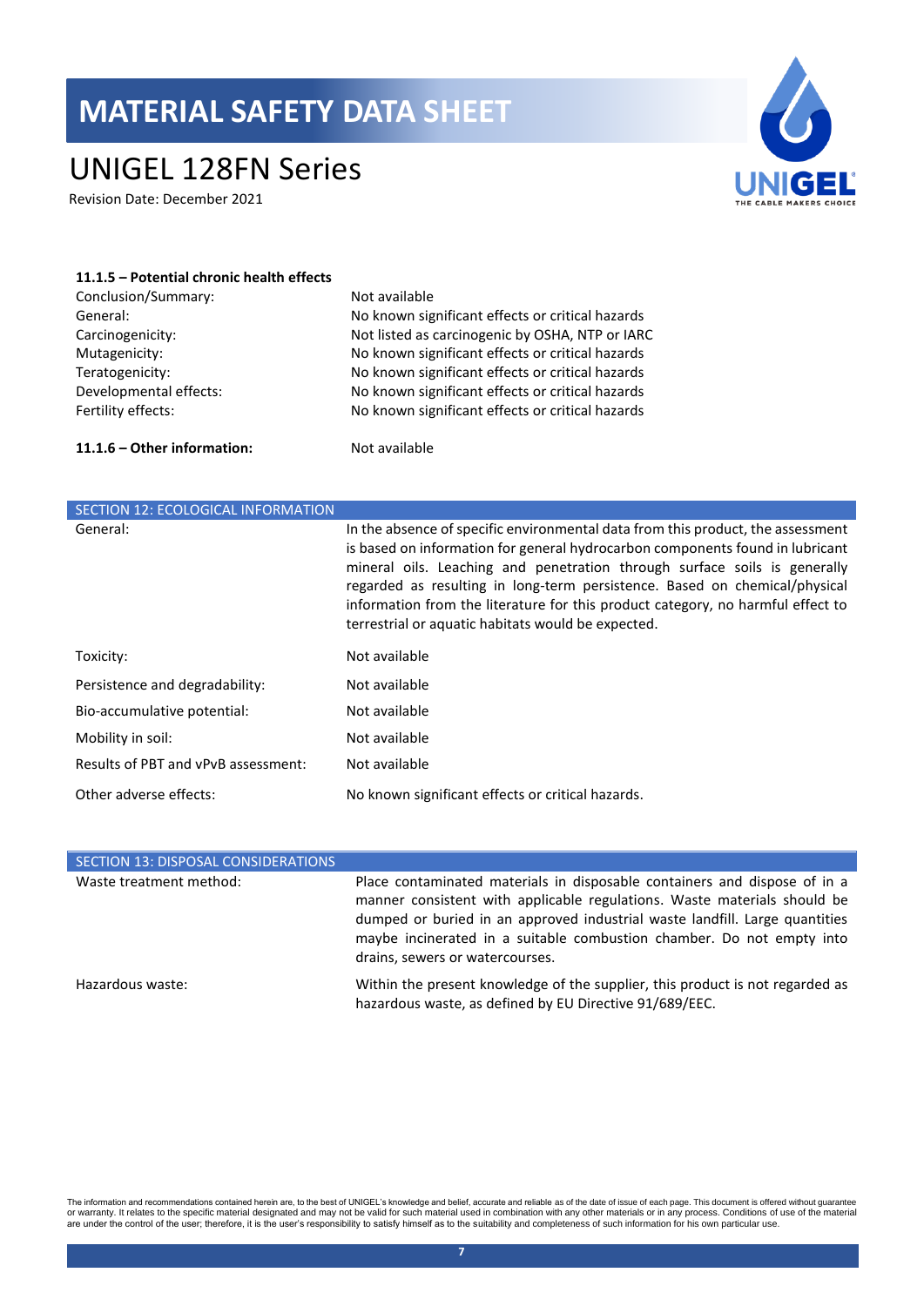#### 11.1.5 – Potential chronic health effects

| | |
|---|---|
| Conclusion/Summary: | Not available |
| General: | No known significant effects or critical hazards |
| Carcinogenicity: | Not listed as carcinogenic by OSHA, NTP or IARC |
| Mutagenicity: | No known significant effects or critical hazards |
| Teratogenicity: | No known significant effects or critical hazards |
| Developmental effects: | No known significant effects or critical hazards |
| Fertility effects: | No known significant effects or critical hazards |

**11.1.6 – Other information:** Not available

## SECTION 12: ECOLOGICAL INFORMATION

| | |
|---|---|
| General: | In the absence of specific environmental data from this product, the assessment is based on information for general hydrocarbon components found in lubricant mineral oils. Leaching and penetration through surface soils is generally regarded as resulting in long-term persistence. Based on chemical/physical information from the literature for this product category, no harmful effect to terrestrial or aquatic habitats would be expected. |
| Toxicity: | Not available |
| Persistence and degradability: | Not available |
| Bio-accumulative potential: | Not available |
| Mobility in soil: | Not available |
| Results of PBT and vPvB assessment: | Not available |
| Other adverse effects: | No known significant effects or critical hazards. |

## SECTION 13: DISPOSAL CONSIDERATIONS

| | |
|---|---|
| Waste treatment method: | Place contaminated materials in disposable containers and dispose of in a manner consistent with applicable regulations. Waste materials should be dumped or buried in an approved industrial waste landfill. Large quantities maybe incinerated in a suitable combustion chamber. Do not empty into drains, sewers or watercourses. |
| Hazardous waste: | Within the present knowledge of the supplier, this product is not regarded as hazardous waste, as defined by EU Directive 91/689/EEC. |

The information and recommendations contained herein are, to the best of UNIGEL's knowledge and belief, accurate and reliable as of the date of issue of each page. This document is offered without guarantee or warranty. It relates to the specific material designated and may not be valid for such material used in combination with any other materials or in any process. Conditions of use of the material are under the control of the user; therefore, it is the user's responsibility to satisfy himself as to the suitability and completeness of such information for his own particular use.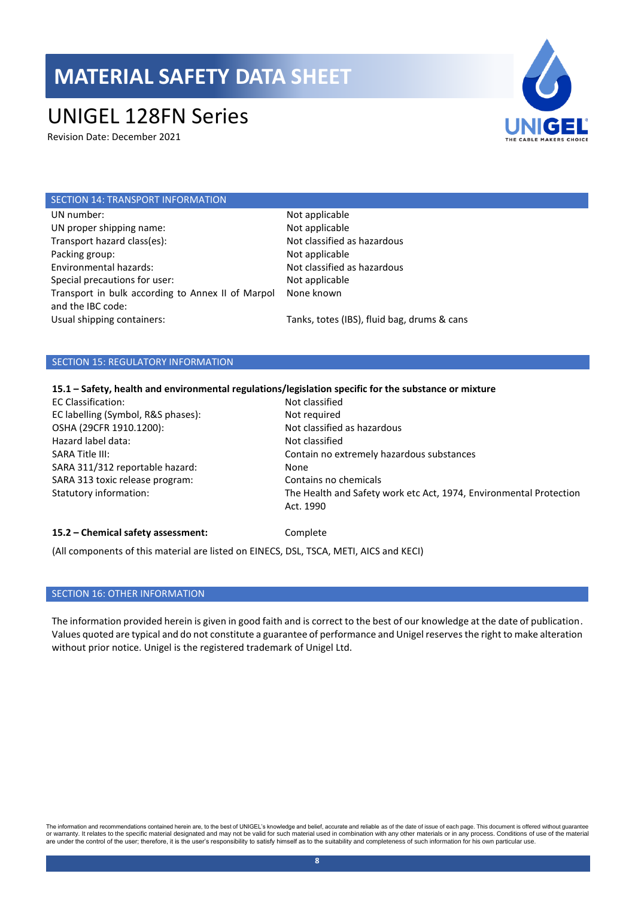# MATERIAL SAFETY DATA SHEET

## UNIGEL 128FN Series

Revision Date: December 2021

## SECTION 14: TRANSPORT INFORMATION

| | |
|---|---|
| UN number: | Not applicable |
| UN proper shipping name: | Not applicable |
| Transport hazard class(es): | Not classified as hazardous |
| Packing group: | Not applicable |
| Environmental hazards: | Not classified as hazardous |
| Special precautions for user: | Not applicable |
| Transport in bulk according to Annex II of Marpol and the IBC code: | None known |
| Usual shipping containers: | Tanks, totes (IBS), fluid bag, drums & cans |

## SECTION 15: REGULATORY INFORMATION

**15.1 – Safety, health and environmental regulations/legislation specific for the substance or mixture**

| | |
|---|---|
| EC Classification: | Not classified |
| EC labelling (Symbol, R&S phases): | Not required |
| OSHA (29CFR 1910.1200): | Not classified as hazardous |
| Hazard label data: | Not classified |
| SARA Title III: | Contain no extremely hazardous substances |
| SARA 311/312 reportable hazard: | None |
| SARA 313 toxic release program: | Contains no chemicals |
| Statutory information: | The Health and Safety work etc Act, 1974, Environmental Protection Act. 1990 |

**15.2 – Chemical safety assessment:** Complete

(All components of this material are listed on EINECS, DSL, TSCA, METI, AICS and KECI)

## SECTION 16: OTHER INFORMATION

The information provided herein is given in good faith and is correct to the best of our knowledge at the date of publication. Values quoted are typical and do not constitute a guarantee of performance and Unigel reserves the right to make alteration without prior notice. Unigel is the registered trademark of Unigel Ltd.

The information and recommendations contained herein are, to the best of UNIGEL's knowledge and belief, accurate and reliable as of the date of issue of each page. This document is offered without guarantee or warranty. It relates to the specific material designated and may not be valid for such material used in combination with any other materials or in any process. Conditions of use of the material are under the control of the user; therefore, it is the user's responsibility to satisfy himself as to the suitability and completeness of such information for his own particular use.